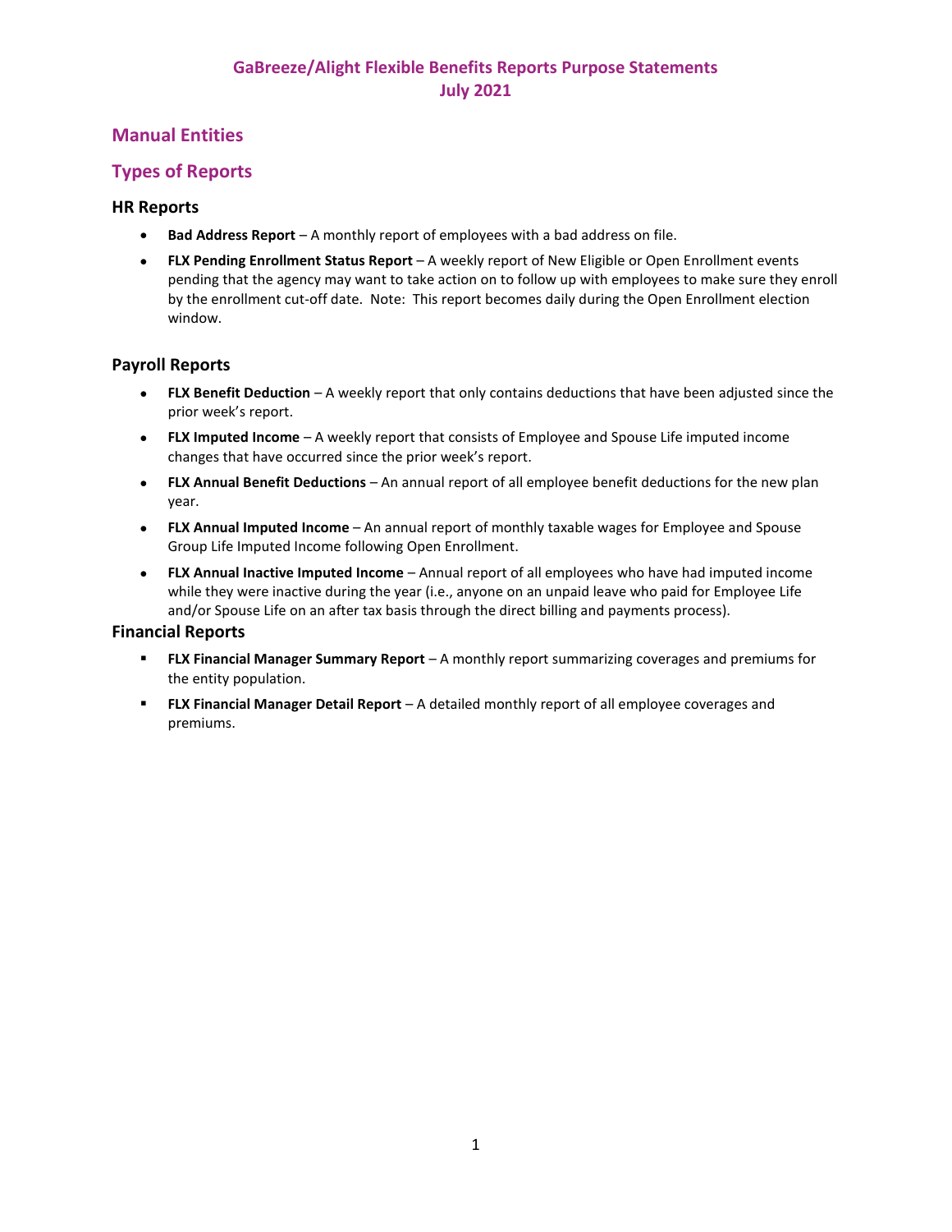# GaBreeze/Alight Flexible Benefits Reports Purpose Statements
# July 2021

## Manual Entities

## Types of Reports

### HR Reports

- **Bad Address Report** – A monthly report of employees with a bad address on file.
- **FLX Pending Enrollment Status Report** – A weekly report of New Eligible or Open Enrollment events pending that the agency may want to take action on to follow up with employees to make sure they enroll by the enrollment cut-off date. Note: This report becomes daily during the Open Enrollment election window.

### Payroll Reports

- **FLX Benefit Deduction** – A weekly report that only contains deductions that have been adjusted since the prior week's report.
- **FLX Imputed Income** – A weekly report that consists of Employee and Spouse Life imputed income changes that have occurred since the prior week's report.
- **FLX Annual Benefit Deductions** – An annual report of all employee benefit deductions for the new plan year.
- **FLX Annual Imputed Income** – An annual report of monthly taxable wages for Employee and Spouse Group Life Imputed Income following Open Enrollment.
- **FLX Annual Inactive Imputed Income** – Annual report of all employees who have had imputed income while they were inactive during the year (i.e., anyone on an unpaid leave who paid for Employee Life and/or Spouse Life on an after tax basis through the direct billing and payments process).

### Financial Reports

- **FLX Financial Manager Summary Report** – A monthly report summarizing coverages and premiums for the entity population.
- **FLX Financial Manager Detail Report** – A detailed monthly report of all employee coverages and premiums.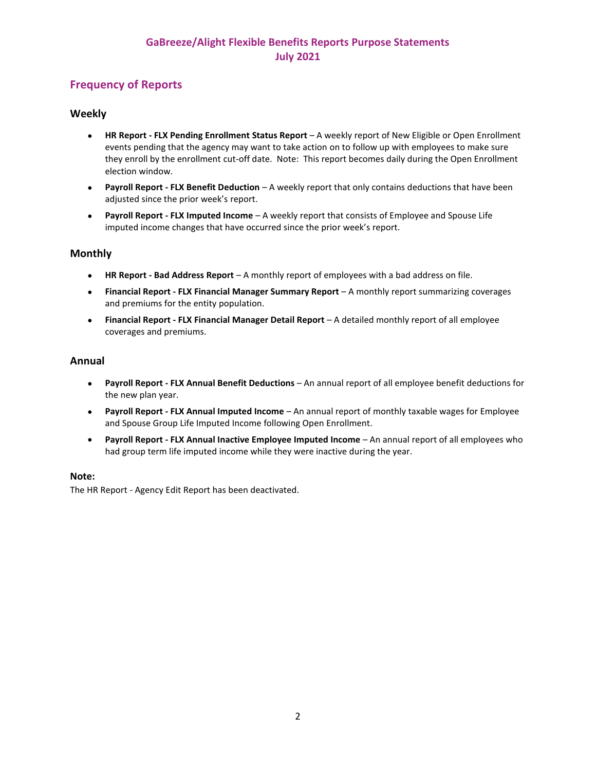# GaBreeze/Alight Flexible Benefits Reports Purpose Statements
# July 2021

## Frequency of Reports

### Weekly

- **HR Report - FLX Pending Enrollment Status Report** – A weekly report of New Eligible or Open Enrollment events pending that the agency may want to take action on to follow up with employees to make sure they enroll by the enrollment cut-off date. Note: This report becomes daily during the Open Enrollment election window.
- **Payroll Report - FLX Benefit Deduction** – A weekly report that only contains deductions that have been adjusted since the prior week's report.
- **Payroll Report - FLX Imputed Income** – A weekly report that consists of Employee and Spouse Life imputed income changes that have occurred since the prior week's report.

### Monthly

- **HR Report - Bad Address Report** – A monthly report of employees with a bad address on file.
- **Financial Report - FLX Financial Manager Summary Report** – A monthly report summarizing coverages and premiums for the entity population.
- **Financial Report - FLX Financial Manager Detail Report** – A detailed monthly report of all employee coverages and premiums.

### Annual

- **Payroll Report - FLX Annual Benefit Deductions** – An annual report of all employee benefit deductions for the new plan year.
- **Payroll Report - FLX Annual Imputed Income** – An annual report of monthly taxable wages for Employee and Spouse Group Life Imputed Income following Open Enrollment.
- **Payroll Report - FLX Annual Inactive Employee Imputed Income** – An annual report of all employees who had group term life imputed income while they were inactive during the year.

**Note:**

The HR Report - Agency Edit Report has been deactivated.